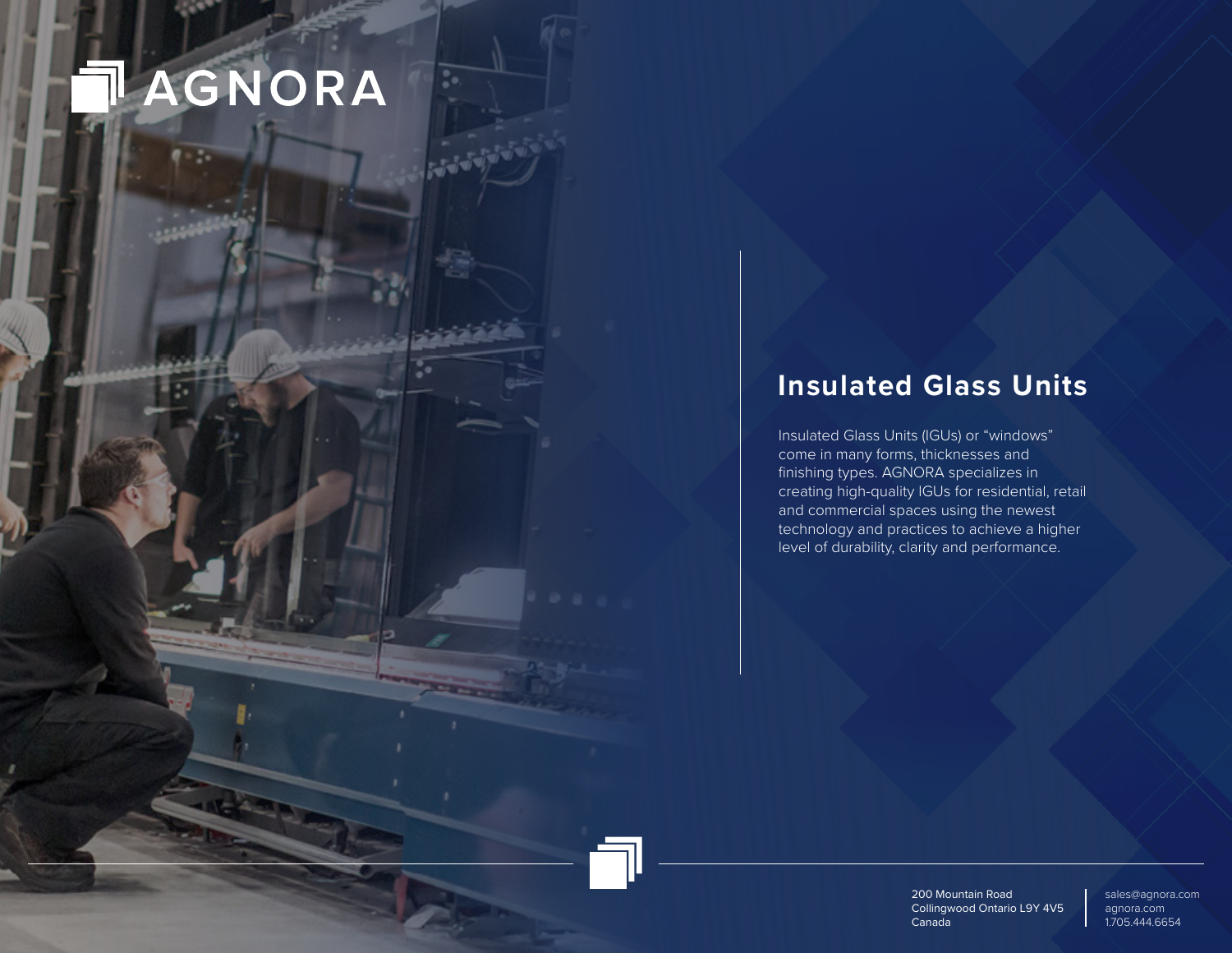# AGNORA

## Insulated Glass Units

Insulated Glass Units (IGUs) or "windows" come in many forms, thicknesses and finishing types. AGNORA specializes in creating high-quality IGUs for residential, retail and commercial spaces using the newest technology and practices to achieve a higher level of durability, clarity and performance.

200 Mountain Road
Collingwood Ontario L9Y 4V5
Canada

sales@agnora.com
agnora.com
1.705.444.6654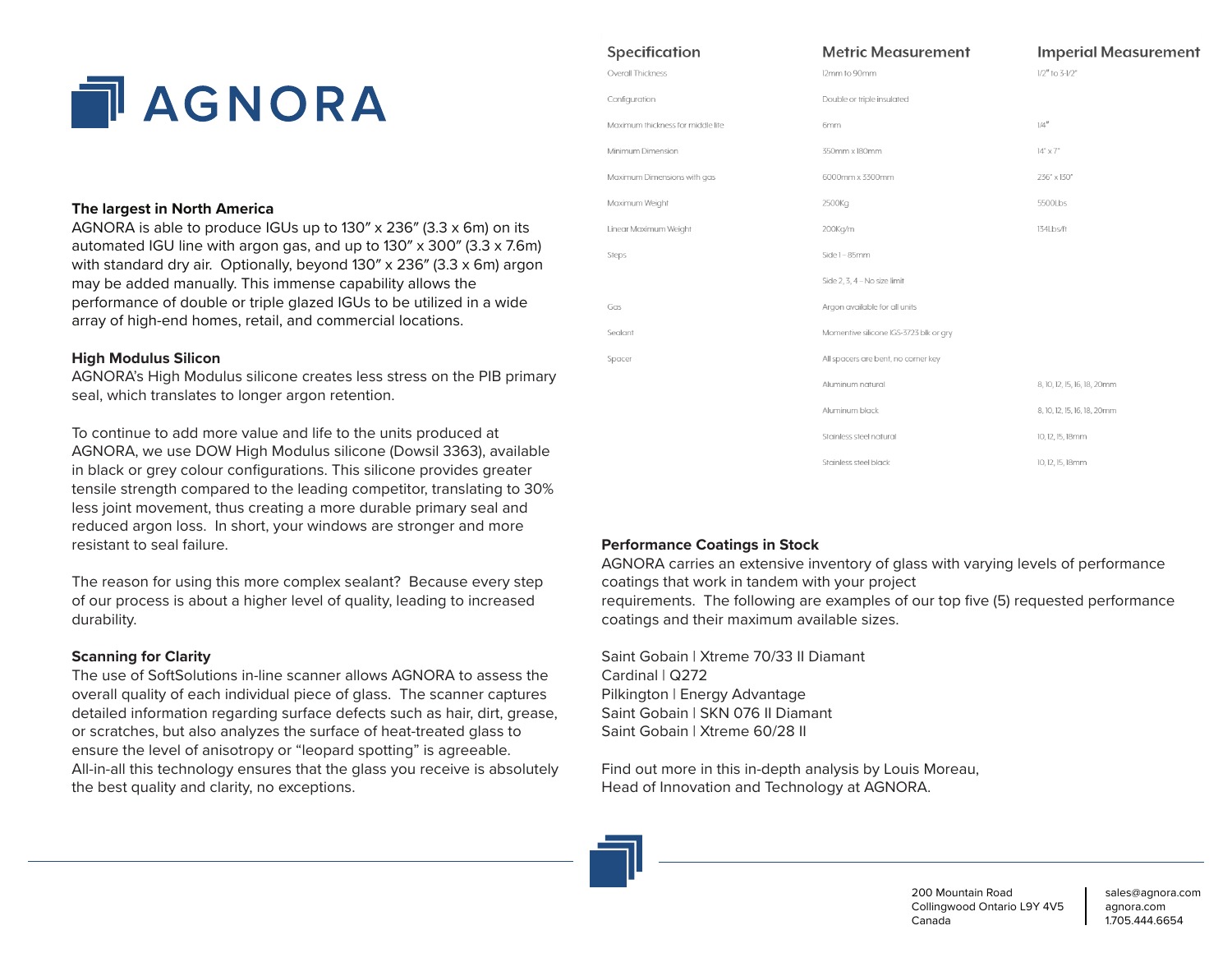# AGNORA

### The largest in North America

AGNORA is able to produce IGUs up to 130" x 236" (3.3 x 6m) on its automated IGU line with argon gas, and up to 130" x 300" (3.3 x 7.6m) with standard dry air. Optionally, beyond 130" x 236" (3.3 x 6m) argon may be added manually. This immense capability allows the performance of double or triple glazed IGUs to be utilized in a wide array of high-end homes, retail, and commercial locations.

### High Modulus Silicon

AGNORA'S High Modulus silicone creates less stress on the PIB primary seal, which translates to longer argon retention.

To continue to add more value and life to the units produced at AGNORA, we use DOW High Modulus silicone (Dowsil 3363), available in black or grey colour configurations. This silicone provides greater tensile strength compared to the leading competitor, translating to 30% less joint movement, thus creating a more durable primary seal and reduced argon loss. In short, your windows are stronger and more resistant to seal failure.

The reason for using this more complex sealant? Because every step of our process is about a higher level of quality, leading to increased durability.

### Scanning for Clarity

The use of SoftSolutions in-line scanner allows AGNORA to assess the overall quality of each individual piece of glass. The scanner captures detailed information regarding surface defects such as hair, dirt, grease, or scratches, but also analyzes the surface of heat-treated glass to ensure the level of anisotropy or "leopard spotting" is agreeable. All-in-all this technology ensures that the glass you receive is absolutely the best quality and clarity, no exceptions.

| Specification | Metric Measurement | Imperial Measurement |
|---|---|---|
| Overall Thickness | 12mm to 90mm | 1/2" to 3-1/2" |
| Configuration | Double or triple insulated | |
| Maximum thickness for middle lite | 6mm | 1/4" |
| Minimum Dimension | 350mm x 180mm | 14" x 7" |
| Maximum Dimensions with gas | 6000mm x 3300mm | 236" x 130" |
| Maximum Weight | 2500Kg | 5500Lbs |
| Linear Maximum Weight | 200Kg/m | 134Lbs/ft |
| Steps | Side 1 – 85mm | |
| | Side 2, 3, 4 – No size limit | |
| Gas | Argon available for all units | |
| Sealant | Momentive silicone IGS-3723 blk or gry | |
| Spacer | All spacers are bent, no corner key | |
| | Aluminum natural | 8, 10, 12, 15, 16, 18, 20mm |
| | Aluminum black | 8, 10, 12, 15, 16, 18, 20mm |
| | Stainless steel natural | 10, 12, 15, 18mm |
| | Stainless steel black | 10, 12, 15, 18mm |

### Performance Coatings in Stock

AGNORA carries an extensive inventory of glass with varying levels of performance coatings that work in tandem with your project requirements. The following are examples of our top five (5) requested performance coatings and their maximum available sizes.

Saint Gobain | Xtreme 70/33 II Diamant
Cardinal | Q272
Pilkington | Energy Advantage
Saint Gobain | SKN 076 II Diamant
Saint Gobain | Xtreme 60/28 II

Find out more in this in-depth analysis by Louis Moreau, Head of Innovation and Technology at AGNORA.

200 Mountain Road
Collingwood Ontario L9Y 4V5
Canada

sales@agnora.com
agnora.com
1.705.444.6654